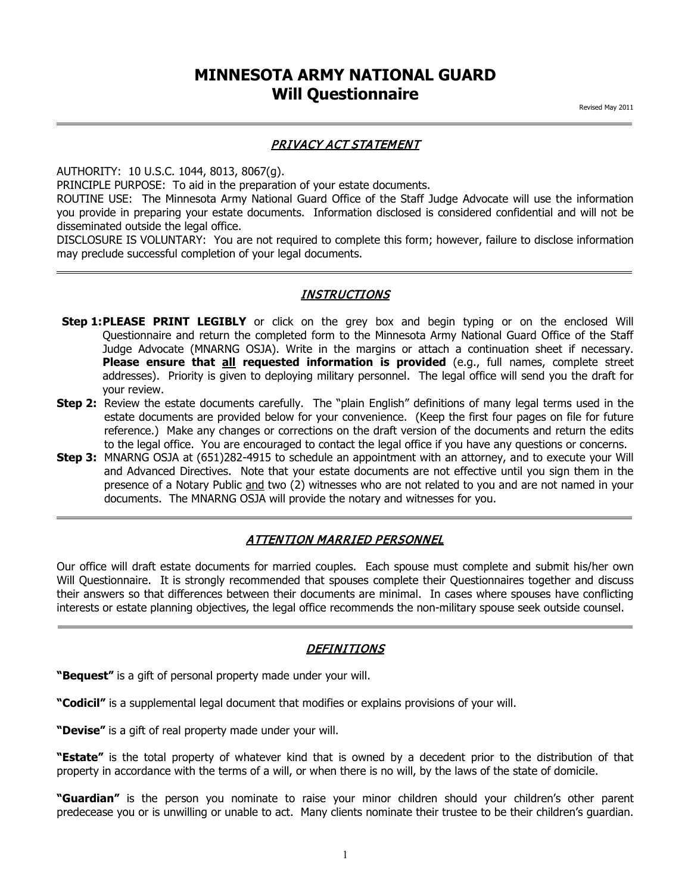# MINNESOTA ARMY NATIONAL GUARD
## Will Questionnaire

Revised May 2011

---

### PRIVACY ACT STATEMENT

AUTHORITY: 10 U.S.C. 1044, 8013, 8067(g).
PRINCIPLE PURPOSE: To aid in the preparation of your estate documents.
ROUTINE USE: The Minnesota Army National Guard Office of the Staff Judge Advocate will use the information you provide in preparing your estate documents. Information disclosed is considered confidential and will not be disseminated outside the legal office.
DISCLOSURE IS VOLUNTARY: You are not required to complete this form; however, failure to disclose information may preclude successful completion of your legal documents.

---

### INSTRUCTIONS

**Step 1:** **PLEASE PRINT LEGIBLY** or click on the grey box and begin typing or on the enclosed Will Questionnaire and return the completed form to the Minnesota Army National Guard Office of the Staff Judge Advocate (MNARNG OSJA). Write in the margins or attach a continuation sheet if necessary. **Please ensure that <u>all</u> requested information is provided** (e.g., full names, complete street addresses). Priority is given to deploying military personnel. The legal office will send you the draft for your review.

**Step 2:** Review the estate documents carefully. The "plain English" definitions of many legal terms used in the estate documents are provided below for your convenience. (Keep the first four pages on file for future reference.) Make any changes or corrections on the draft version of the documents and return the edits to the legal office. You are encouraged to contact the legal office if you have any questions or concerns.

**Step 3:** MNARNG OSJA at (651)282-4915 to schedule an appointment with an attorney, and to execute your Will and Advanced Directives. Note that your estate documents are not effective until you sign them in the presence of a Notary Public <u>and</u> two (2) witnesses who are not related to you and are not named in your documents. The MNARNG OSJA will provide the notary and witnesses for you.

---

### ATTENTION MARRIED PERSONNEL

Our office will draft estate documents for married couples. Each spouse must complete and submit his/her own Will Questionnaire. It is strongly recommended that spouses complete their Questionnaires together and discuss their answers so that differences between their documents are minimal. In cases where spouses have conflicting interests or estate planning objectives, the legal office recommends the non-military spouse seek outside counsel.

---

### DEFINITIONS

**"Bequest"** is a gift of personal property made under your will.

**"Codicil"** is a supplemental legal document that modifies or explains provisions of your will.

**"Devise"** is a gift of real property made under your will.

**"Estate"** is the total property of whatever kind that is owned by a decedent prior to the distribution of that property in accordance with the terms of a will, or when there is no will, by the laws of the state of domicile.

**"Guardian"** is the person you nominate to raise your minor children should your children's other parent predecease you or is unwilling or unable to act. Many clients nominate their trustee to be their children's guardian.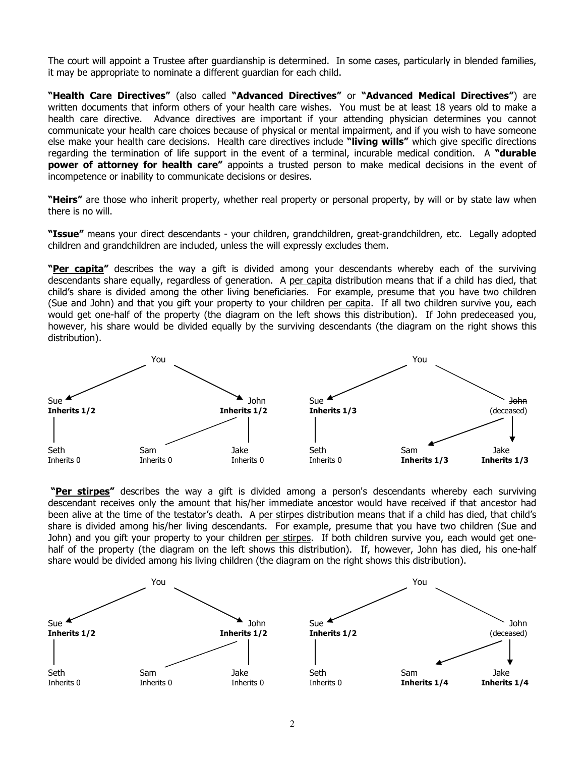The court will appoint a Trustee after guardianship is determined. In some cases, particularly in blended families, it may be appropriate to nominate a different guardian for each child.

**"Health Care Directives"** (also called **"Advanced Directives"** or **"Advanced Medical Directives"**) are written documents that inform others of your health care wishes. You must be at least 18 years old to make a health care directive. Advance directives are important if your attending physician determines you cannot communicate your health care choices because of physical or mental impairment, and if you wish to have someone else make your health care decisions. Health care directives include **"living wills"** which give specific directions regarding the termination of life support in the event of a terminal, incurable medical condition. A **"durable power of attorney for health care"** appoints a trusted person to make medical decisions in the event of incompetence or inability to communicate decisions or desires.

**"Heirs"** are those who inherit property, whether real property or personal property, by will or by state law when there is no will.

**"Issue"** means your direct descendants - your children, grandchildren, great-grandchildren, etc. Legally adopted children and grandchildren are included, unless the will expressly excludes them.

**"Per capita"** describes the way a gift is divided among your descendants whereby each of the surviving descendants share equally, regardless of generation. A per capita distribution means that if a child has died, that child's share is divided among the other living beneficiaries. For example, presume that you have two children (Sue and John) and that you gift your property to your children per capita. If all two children survive you, each would get one-half of the property (the diagram on the left shows this distribution). If John predeceased you, however, his share would be divided equally by the surviving descendants (the diagram on the right shows this distribution).

You

Sue **Inherits 1/2** — John **Inherits 1/2**

Seth Inherits 0 — Sam Inherits 0 — Jake Inherits 0

You

Sue **Inherits 1/3** — ~~John~~ (deceased)

Seth Inherits 0 — Sam **Inherits 1/3** — Jake **Inherits 1/3**

**"Per stirpes"** describes the way a gift is divided among a person's descendants whereby each surviving descendant receives only the amount that his/her immediate ancestor would have received if that ancestor had been alive at the time of the testator's death. A per stirpes distribution means that if a child has died, that child's share is divided among his/her living descendants. For example, presume that you have two children (Sue and John) and you gift your property to your children per stirpes. If both children survive you, each would get one-half of the property (the diagram on the left shows this distribution). If, however, John has died, his one-half share would be divided among his living children (the diagram on the right shows this distribution).

You

Sue **Inherits 1/2** — John **Inherits 1/2**

Seth Inherits 0 — Sam Inherits 0 — Jake Inherits 0

You

Sue **Inherits 1/2** — ~~John~~ (deceased)

Seth Inherits 0 — Sam **Inherits 1/4** — Jake **Inherits 1/4**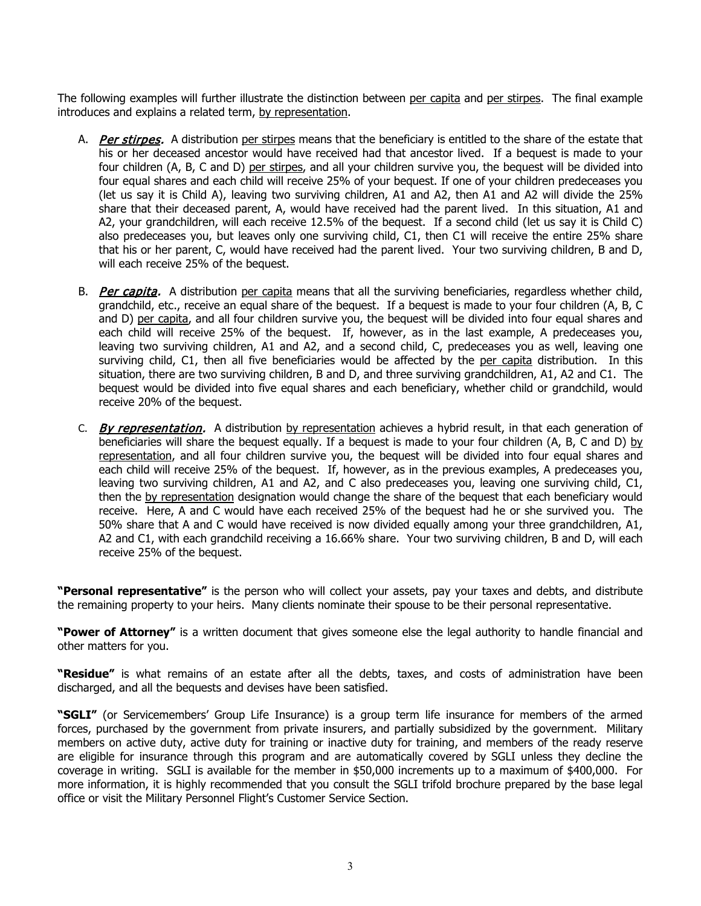The following examples will further illustrate the distinction between per capita and per stirpes. The final example introduces and explains a related term, by representation.

A. ***Per stirpes.*** A distribution per stirpes means that the beneficiary is entitled to the share of the estate that his or her deceased ancestor would have received had that ancestor lived. If a bequest is made to your four children (A, B, C and D) per stirpes, and all your children survive you, the bequest will be divided into four equal shares and each child will receive 25% of your bequest. If one of your children predeceases you (let us say it is Child A), leaving two surviving children, A1 and A2, then A1 and A2 will divide the 25% share that their deceased parent, A, would have received had the parent lived. In this situation, A1 and A2, your grandchildren, will each receive 12.5% of the bequest. If a second child (let us say it is Child C) also predeceases you, but leaves only one surviving child, C1, then C1 will receive the entire 25% share that his or her parent, C, would have received had the parent lived. Your two surviving children, B and D, will each receive 25% of the bequest.

B. ***Per capita.*** A distribution per capita means that all the surviving beneficiaries, regardless whether child, grandchild, etc., receive an equal share of the bequest. If a bequest is made to your four children (A, B, C and D) per capita, and all four children survive you, the bequest will be divided into four equal shares and each child will receive 25% of the bequest. If, however, as in the last example, A predeceases you, leaving two surviving children, A1 and A2, and a second child, C, predeceases you as well, leaving one surviving child, C1, then all five beneficiaries would be affected by the per capita distribution. In this situation, there are two surviving children, B and D, and three surviving grandchildren, A1, A2 and C1. The bequest would be divided into five equal shares and each beneficiary, whether child or grandchild, would receive 20% of the bequest.

C. ***By representation.*** A distribution by representation achieves a hybrid result, in that each generation of beneficiaries will share the bequest equally. If a bequest is made to your four children (A, B, C and D) by representation, and all four children survive you, the bequest will be divided into four equal shares and each child will receive 25% of the bequest. If, however, as in the previous examples, A predeceases you, leaving two surviving children, A1 and A2, and C also predeceases you, leaving one surviving child, C1, then the by representation designation would change the share of the bequest that each beneficiary would receive. Here, A and C would have each received 25% of the bequest had he or she survived you. The 50% share that A and C would have received is now divided equally among your three grandchildren, A1, A2 and C1, with each grandchild receiving a 16.66% share. Your two surviving children, B and D, will each receive 25% of the bequest.

**"Personal representative"** is the person who will collect your assets, pay your taxes and debts, and distribute the remaining property to your heirs. Many clients nominate their spouse to be their personal representative.

**"Power of Attorney"** is a written document that gives someone else the legal authority to handle financial and other matters for you.

**"Residue"** is what remains of an estate after all the debts, taxes, and costs of administration have been discharged, and all the bequests and devises have been satisfied.

**"SGLI"** (or Servicemembers' Group Life Insurance) is a group term life insurance for members of the armed forces, purchased by the government from private insurers, and partially subsidized by the government. Military members on active duty, active duty for training or inactive duty for training, and members of the ready reserve are eligible for insurance through this program and are automatically covered by SGLI unless they decline the coverage in writing. SGLI is available for the member in $50,000 increments up to a maximum of $400,000. For more information, it is highly recommended that you consult the SGLI trifold brochure prepared by the base legal office or visit the Military Personnel Flight's Customer Service Section.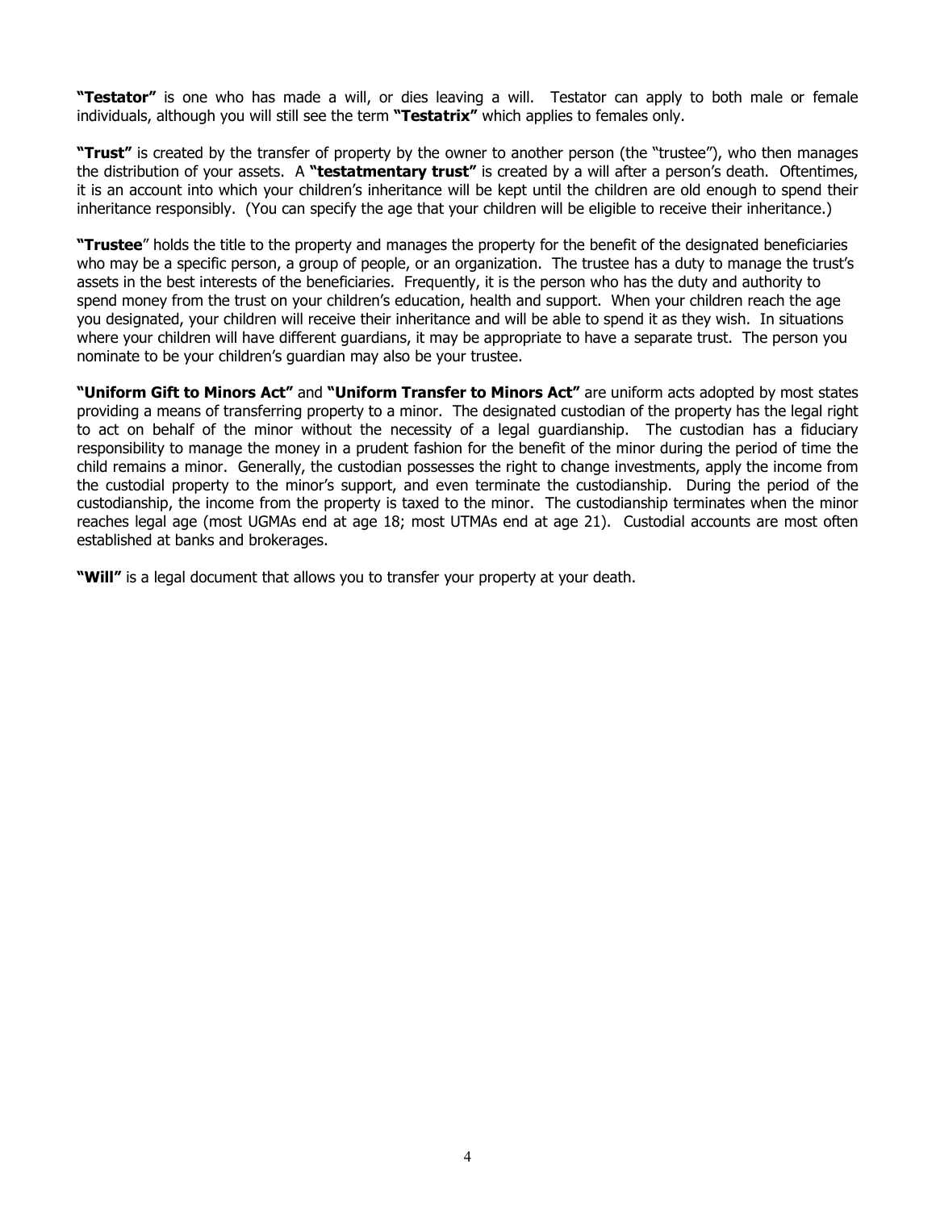**"Testator"** is one who has made a will, or dies leaving a will. Testator can apply to both male or female individuals, although you will still see the term **"Testatrix"** which applies to females only.

**"Trust"** is created by the transfer of property by the owner to another person (the "trustee"), who then manages the distribution of your assets. A **"testatmentary trust"** is created by a will after a person's death. Oftentimes, it is an account into which your children's inheritance will be kept until the children are old enough to spend their inheritance responsibly. (You can specify the age that your children will be eligible to receive their inheritance.)

**"Trustee**" holds the title to the property and manages the property for the benefit of the designated beneficiaries who may be a specific person, a group of people, or an organization. The trustee has a duty to manage the trust's assets in the best interests of the beneficiaries. Frequently, it is the person who has the duty and authority to spend money from the trust on your children's education, health and support. When your children reach the age you designated, your children will receive their inheritance and will be able to spend it as they wish. In situations where your children will have different guardians, it may be appropriate to have a separate trust. The person you nominate to be your children's guardian may also be your trustee.

**"Uniform Gift to Minors Act"** and **"Uniform Transfer to Minors Act"** are uniform acts adopted by most states providing a means of transferring property to a minor. The designated custodian of the property has the legal right to act on behalf of the minor without the necessity of a legal guardianship. The custodian has a fiduciary responsibility to manage the money in a prudent fashion for the benefit of the minor during the period of time the child remains a minor. Generally, the custodian possesses the right to change investments, apply the income from the custodial property to the minor's support, and even terminate the custodianship. During the period of the custodianship, the income from the property is taxed to the minor. The custodianship terminates when the minor reaches legal age (most UGMAs end at age 18; most UTMAs end at age 21). Custodial accounts are most often established at banks and brokerages.

**"Will"** is a legal document that allows you to transfer your property at your death.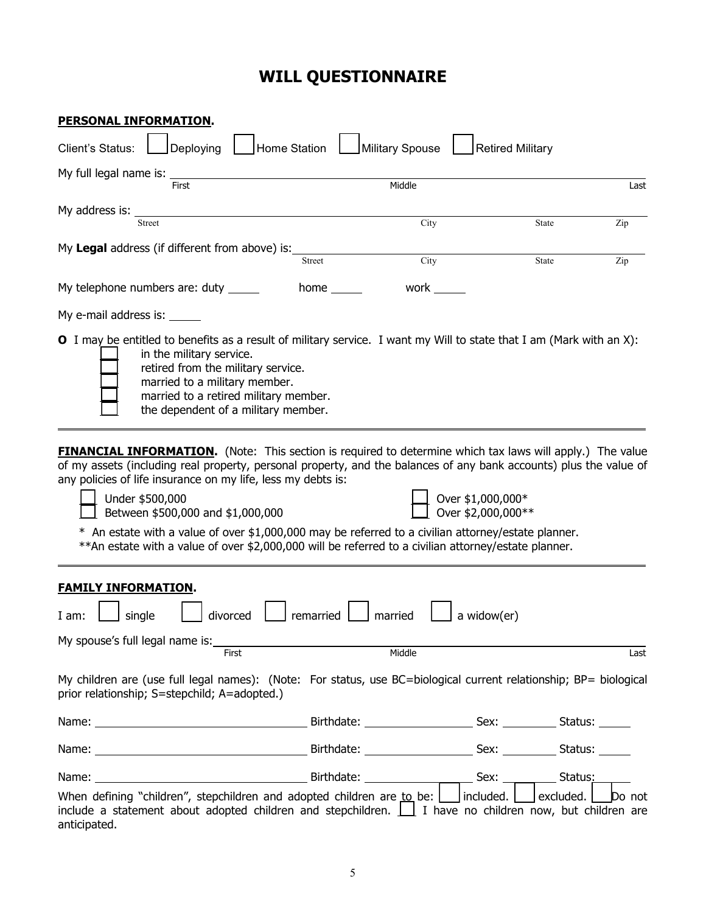# WILL QUESTIONNAIRE

**PERSONAL INFORMATION.**

Client's Status: ☐ Deploying ☐ Home Station ☐ Military Spouse ☐ Retired Military

My full legal name is: ______________________________________________
First Middle Last

My address is: ______________________________________________
Street City State Zip

My **Legal** address (if different from above) is: ______________________________________________
Street City State Zip

My telephone numbers are: duty _____ home _____ work _____

My e-mail address is: _____

**O** I may be entitled to benefits as a result of military service. I want my Will to state that I am (Mark with an X):

☐ in the military service.
☐ retired from the military service.
☐ married to a military member.
☐ married to a retired military member.
☐ the dependent of a military member.

---

**FINANCIAL INFORMATION.** (Note: This section is required to determine which tax laws will apply.) The value of my assets (including real property, personal property, and the balances of any bank accounts) plus the value of any policies of life insurance on my life, less my debts is:

☐ Under $500,000
☐ Between $500,000 and $1,000,000
☐ Over $1,000,000*
☐ Over $2,000,000**

* An estate with a value of over $1,000,000 may be referred to a civilian attorney/estate planner.
**An estate with a value of over $2,000,000 will be referred to a civilian attorney/estate planner.

---

**FAMILY INFORMATION.**

I am: ☐ single ☐ divorced ☐ remarried ☐ married ☐ a widow(er)

My spouse's full legal name is: ______________________________________________
First Middle Last

My children are (use full legal names): (Note: For status, use BC=biological current relationship; BP= biological prior relationship; S=stepchild; A=adopted.)

Name: ______________________ Birthdate: ____________ Sex: ______ Status: _____

Name: ______________________ Birthdate: ____________ Sex: ______ Status: _____

Name: ______________________ Birthdate: ____________ Sex: ______ Status: _____

When defining "children", stepchildren and adopted children are to be: ☐ included. ☐ excluded. ☐ Do not include a statement about adopted children and stepchildren. ☐ I have no children now, but children are anticipated.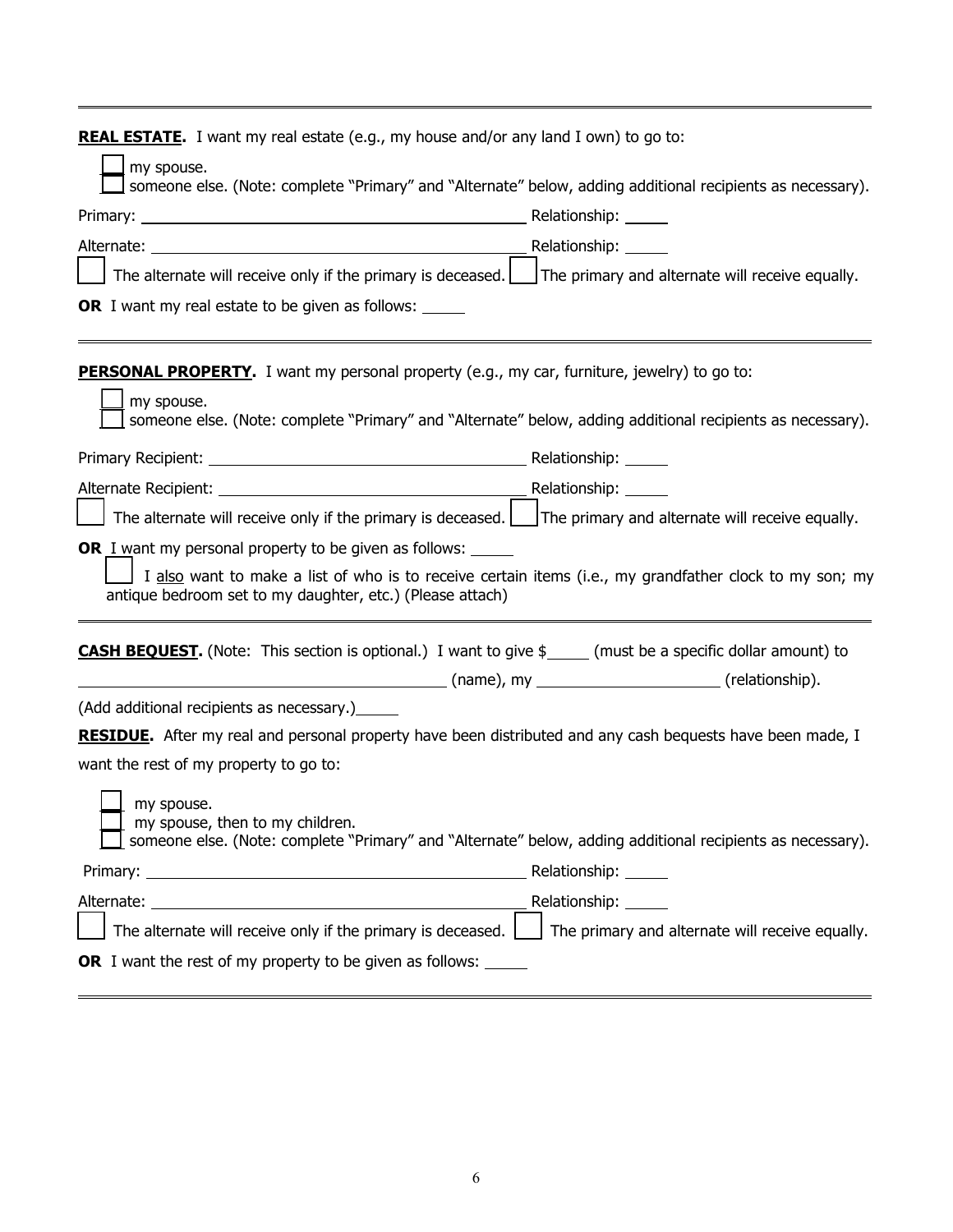**REAL ESTATE.** I want my real estate (e.g., my house and/or any land I own) to go to:

☐ my spouse.
☐ someone else. (Note: complete "Primary" and "Alternate" below, adding additional recipients as necessary).

Primary: ______________________________ Relationship: _____

Alternate: ______________________________ Relationship: _____

☐ The alternate will receive only if the primary is deceased. ☐ The primary and alternate will receive equally.

**OR** I want my real estate to be given as follows: _____

---

**PERSONAL PROPERTY.** I want my personal property (e.g., my car, furniture, jewelry) to go to:

☐ my spouse.
☐ someone else. (Note: complete "Primary" and "Alternate" below, adding additional recipients as necessary).

Primary Recipient: ______________________________ Relationship: _____

Alternate Recipient: ______________________________ Relationship: _____

☐ The alternate will receive only if the primary is deceased. ☐ The primary and alternate will receive equally.

**OR** I want my personal property to be given as follows: _____

☐ I also want to make a list of who is to receive certain items (i.e., my grandfather clock to my son; my antique bedroom set to my daughter, etc.) (Please attach)

---

**CASH BEQUEST.** (Note: This section is optional.) I want to give $_____ (must be a specific dollar amount) to ______________________________ (name), my ____________________ (relationship).

(Add additional recipients as necessary.)_____

**RESIDUE.** After my real and personal property have been distributed and any cash bequests have been made, I want the rest of my property to go to:

☐ my spouse.
☐ my spouse, then to my children.
☐ someone else. (Note: complete "Primary" and "Alternate" below, adding additional recipients as necessary).

Primary: ______________________________ Relationship: _____

Alternate: ______________________________ Relationship: _____

☐ The alternate will receive only if the primary is deceased. ☐ The primary and alternate will receive equally.

**OR** I want the rest of my property to be given as follows: _____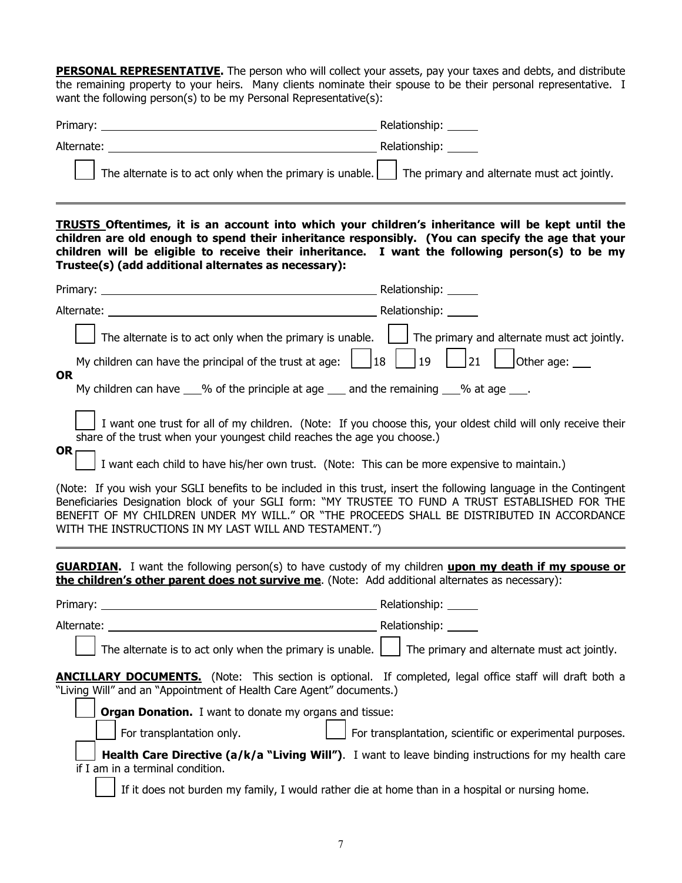**PERSONAL REPRESENTATIVE.** The person who will collect your assets, pay your taxes and debts, and distribute the remaining property to your heirs. Many clients nominate their spouse to be their personal representative. I want the following person(s) to be my Personal Representative(s):

Primary: ______________________________________________ Relationship: _____

Alternate: ______________________________________________ Relationship: _____

☐ The alternate is to act only when the primary is unable. ☐ The primary and alternate must act jointly.

---

**TRUSTS Oftentimes, it is an account into which your children's inheritance will be kept until the children are old enough to spend their inheritance responsibly. (You can specify the age that your children will be eligible to receive their inheritance. I want the following person(s) to be my Trustee(s) (add additional alternates as necessary):**

Primary: ______________________________________________ Relationship: _____

Alternate: ______________________________________________ Relationship: _____

☐ The alternate is to act only when the primary is unable. ☐ The primary and alternate must act jointly.

My children can have the principal of the trust at age: ☐ 18 ☐ 19 ☐ 21 ☐ Other age: ___

**OR**

My children can have ___% of the principle at age ___ and the remaining ___% at age ___.

☐ I want one trust for all of my children. (Note: If you choose this, your oldest child will only receive their share of the trust when your youngest child reaches the age you choose.)

**OR**

☐ I want each child to have his/her own trust. (Note: This can be more expensive to maintain.)

(Note: If you wish your SGLI benefits to be included in this trust, insert the following language in the Contingent Beneficiaries Designation block of your SGLI form: "MY TRUSTEE TO FUND A TRUST ESTABLISHED FOR THE BENEFIT OF MY CHILDREN UNDER MY WILL." OR "THE PROCEEDS SHALL BE DISTRIBUTED IN ACCORDANCE WITH THE INSTRUCTIONS IN MY LAST WILL AND TESTAMENT.")

---

**GUARDIAN.** I want the following person(s) to have custody of my children **upon my death if my spouse or the children's other parent does not survive me**. (Note: Add additional alternates as necessary):

Primary: ______________________________________________ Relationship: _____

Alternate: ______________________________________________ Relationship: _____

☐ The alternate is to act only when the primary is unable. ☐ The primary and alternate must act jointly.

**ANCILLARY DOCUMENTS.** (Note: This section is optional. If completed, legal office staff will draft both a "Living Will" and an "Appointment of Health Care Agent" documents.)

☐ **Organ Donation.** I want to donate my organs and tissue:

☐ For transplantation only. ☐ For transplantation, scientific or experimental purposes.

☐ **Health Care Directive (a/k/a "Living Will").** I want to leave binding instructions for my health care if I am in a terminal condition.

☐ If it does not burden my family, I would rather die at home than in a hospital or nursing home.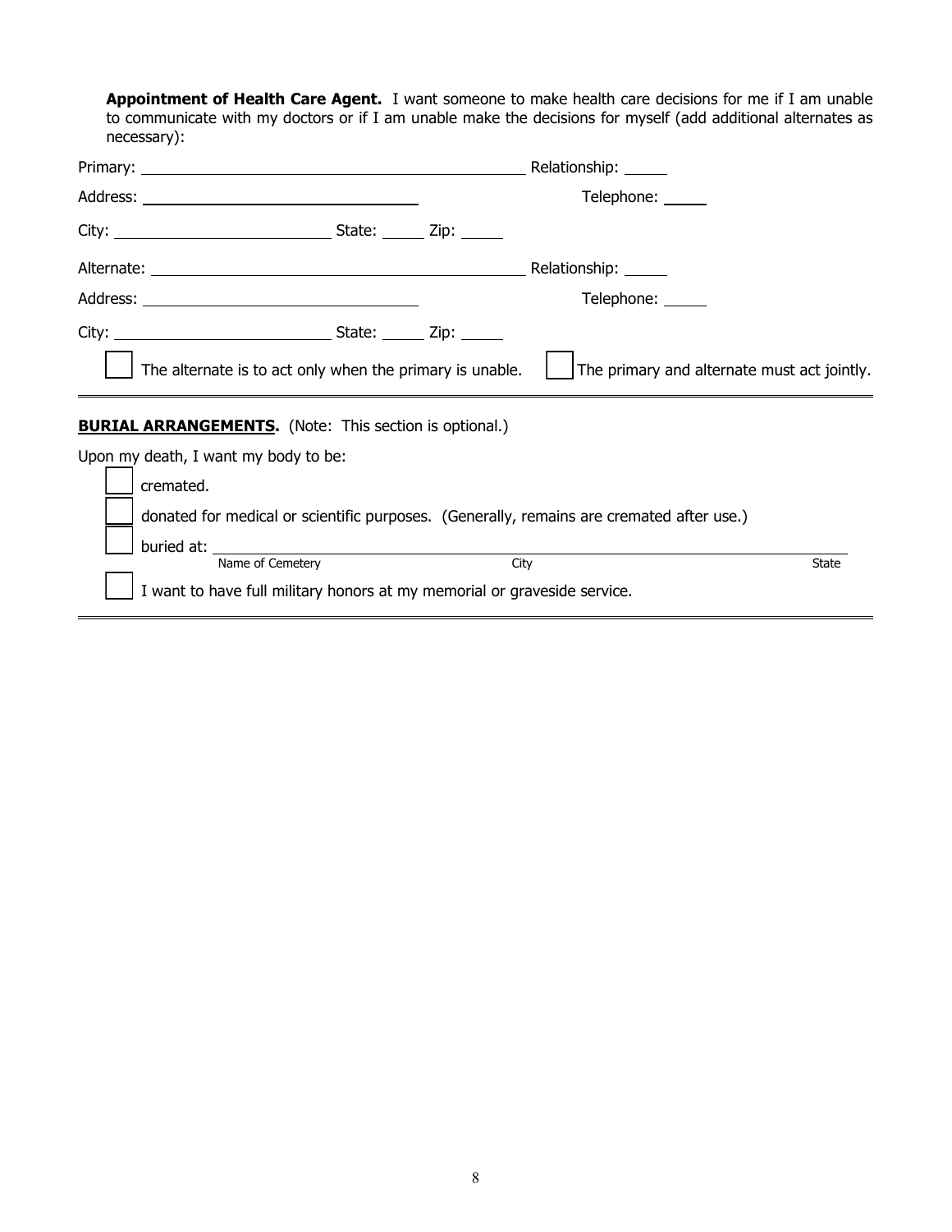**Appointment of Health Care Agent.** I want someone to make health care decisions for me if I am unable to communicate with my doctors or if I am unable make the decisions for myself (add additional alternates as necessary):

Primary: ______________________________ Relationship: _____

Address: ______________________________ Telephone: _____

City: ____________________ State: _____ Zip: _____

Alternate: ______________________________ Relationship: _____

Address: ______________________________ Telephone: _____

City: ____________________ State: _____ Zip: _____

☐ The alternate is to act only when the primary is unable. ☐ The primary and alternate must act jointly.

---

**BURIAL ARRANGEMENTS.** (Note: This section is optional.)

Upon my death, I want my body to be:

☐ cremated.

☐ donated for medical or scientific purposes. (Generally, remains are cremated after use.)

☐ buried at: ______________________________________________________________
Name of Cemetery City State

☐ I want to have full military honors at my memorial or graveside service.

---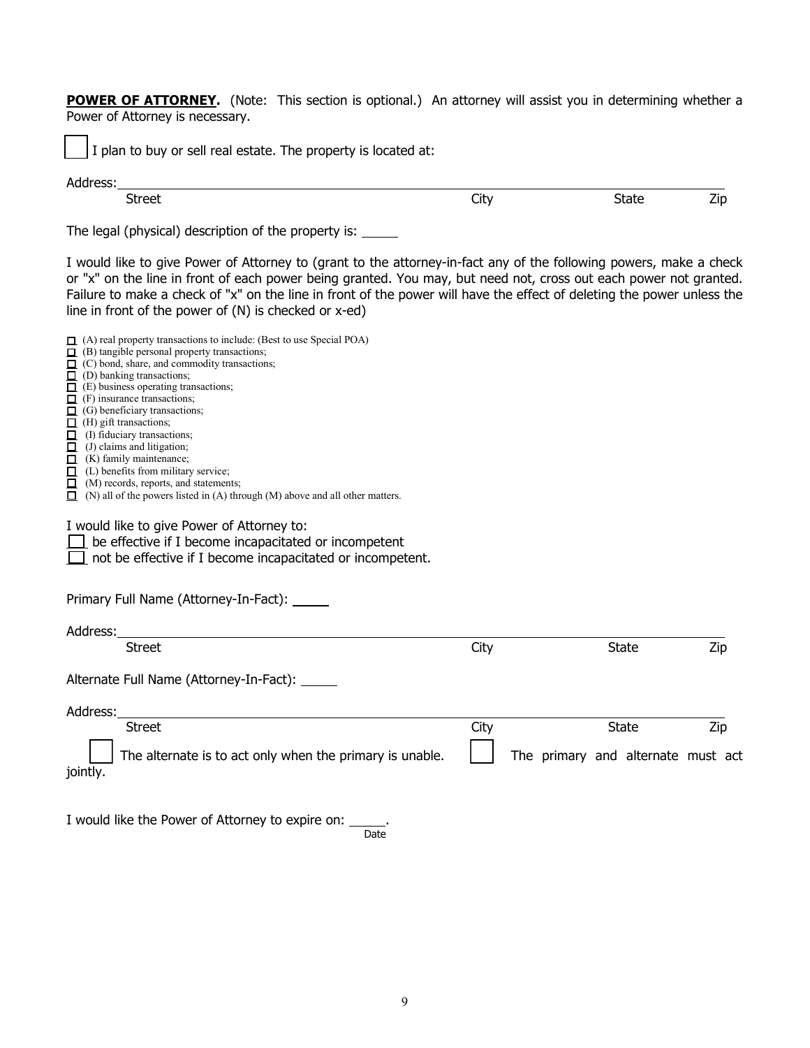**POWER OF ATTORNEY.** (Note: This section is optional.) An attorney will assist you in determining whether a Power of Attorney is necessary.

☐ I plan to buy or sell real estate. The property is located at:

Address: ______________________________________________________________

Street — City — State — Zip

The legal (physical) description of the property is: _____

I would like to give Power of Attorney to (grant to the attorney-in-fact any of the following powers, make a check or "x" on the line in front of each power being granted. You may, but need not, cross out each power not granted. Failure to make a check of "x" on the line in front of the power will have the effect of deleting the power unless the line in front of the power of (N) is checked or x-ed)

- ☐ (A) real property transactions to include: (Best to use Special POA)
- ☐ (B) tangible personal property transactions;
- ☐ (C) bond, share, and commodity transactions;
- ☐ (D) banking transactions;
- ☐ (E) business operating transactions;
- ☐ (F) insurance transactions;
- ☐ (G) beneficiary transactions;
- ☐ (H) gift transactions;
- ☐ (I) fiduciary transactions;
- ☐ (J) claims and litigation;
- ☐ (K) family maintenance;
- ☐ (L) benefits from military service;
- ☐ (M) records, reports, and statements;
- ☐ (N) all of the powers listed in (A) through (M) above and all other matters.

I would like to give Power of Attorney to:

☐ be effective if I become incapacitated or incompetent

☐ not be effective if I become incapacitated or incompetent.

Primary Full Name (Attorney-In-Fact): _____

Address: ______________________________________________________________

Street — City — State — Zip

Alternate Full Name (Attorney-In-Fact): _____

Address: ______________________________________________________________

Street — City — State — Zip

☐ The alternate is to act only when the primary is unable. ☐ The primary and alternate must act jointly.

I would like the Power of Attorney to expire on: _____.
Date